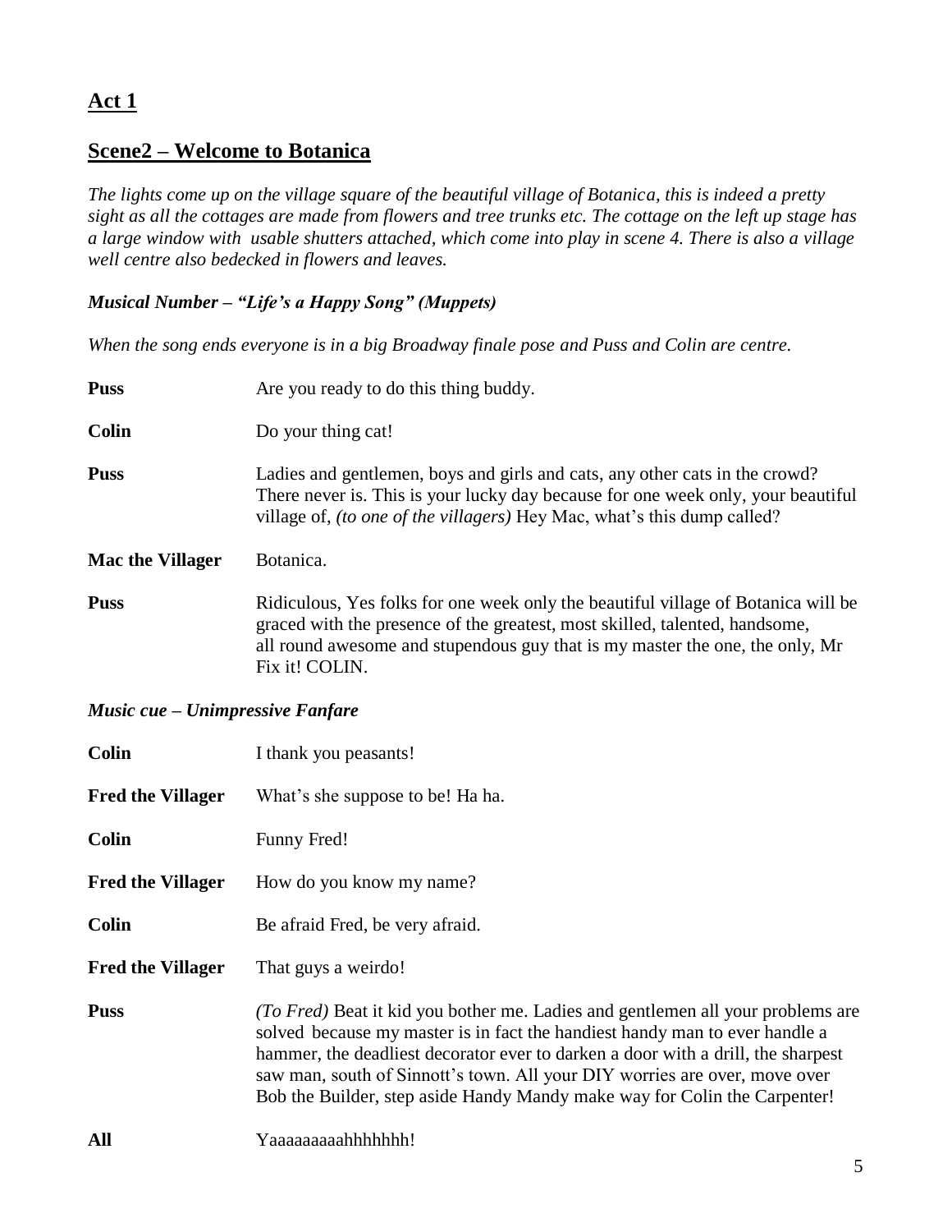## Act 1

## Scene2 – Welcome to Botanica

*The lights come up on the village square of the beautiful village of Botanica, this is indeed a pretty sight as all the cottages are made from flowers and tree trunks etc. The cottage on the left up stage has a large window with usable shutters attached, which come into play in scene 4. There is also a village well centre also bedecked in flowers and leaves.*

***Musical Number – "Life's a Happy Song" (Muppets)***

*When the song ends everyone is in a big Broadway finale pose and Puss and Colin are centre.*

**Puss** Are you ready to do this thing buddy.

**Colin** Do your thing cat!

**Puss** Ladies and gentlemen, boys and girls and cats, any other cats in the crowd? There never is. This is your lucky day because for one week only, your beautiful village of, *(to one of the villagers)* Hey Mac, what's this dump called?

**Mac the Villager** Botanica.

**Puss** Ridiculous, Yes folks for one week only the beautiful village of Botanica will be graced with the presence of the greatest, most skilled, talented, handsome, all round awesome and stupendous guy that is my master the one, the only, Mr Fix it! COLIN.

***Music cue – Unimpressive Fanfare***

**Colin** I thank you peasants!

**Fred the Villager** What's she suppose to be! Ha ha.

**Colin** Funny Fred!

**Fred the Villager** How do you know my name?

**Colin** Be afraid Fred, be very afraid.

**Fred the Villager** That guys a weirdo!

**Puss** *(To Fred)* Beat it kid you bother me. Ladies and gentlemen all your problems are solved because my master is in fact the handiest handy man to ever handle a hammer, the deadliest decorator ever to darken a door with a drill, the sharpest saw man, south of Sinnott's town. All your DIY worries are over, move over Bob the Builder, step aside Handy Mandy make way for Colin the Carpenter!

**All** Yaaaaaaaaahhhhhhh!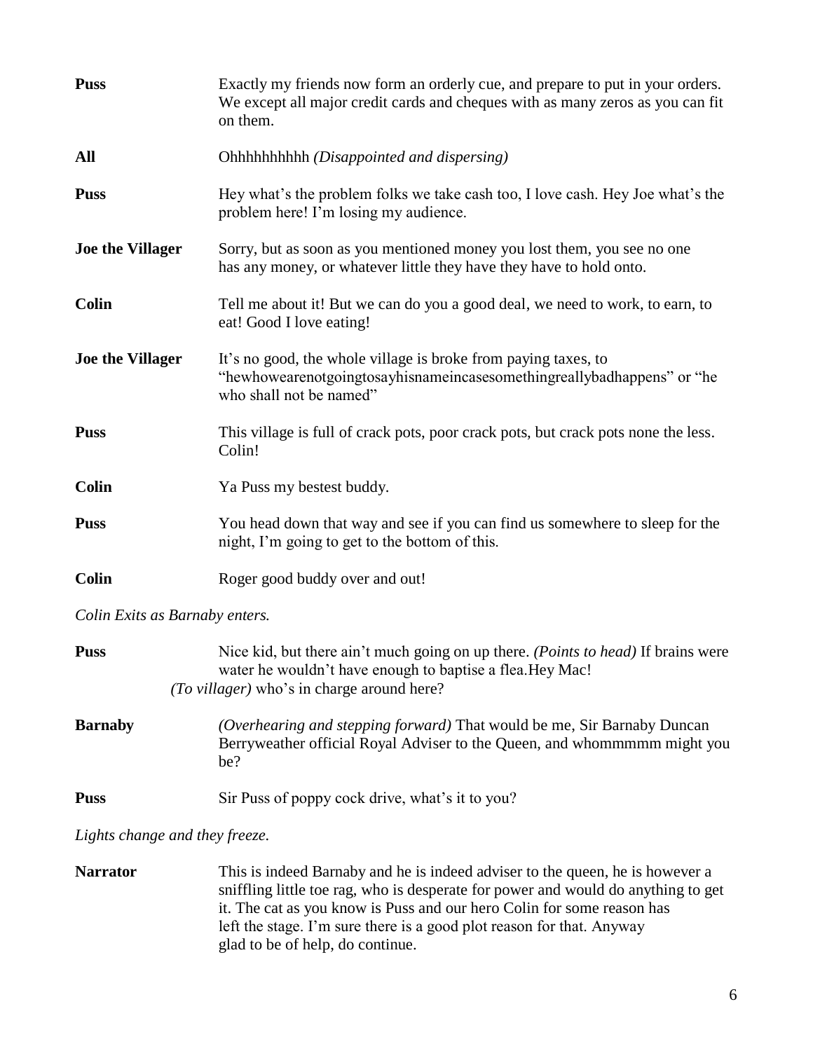**Puss** Exactly my friends now form an orderly cue, and prepare to put in your orders. We except all major credit cards and cheques with as many zeros as you can fit on them.

**All** Ohhhhhhhhhh *(Disappointed and dispersing)*

**Puss** Hey what's the problem folks we take cash too, I love cash. Hey Joe what's the problem here! I'm losing my audience.

**Joe the Villager** Sorry, but as soon as you mentioned money you lost them, you see no one has any money, or whatever little they have they have to hold onto.

**Colin** Tell me about it! But we can do you a good deal, we need to work, to earn, to eat! Good I love eating!

**Joe the Villager** It's no good, the whole village is broke from paying taxes, to "hewhowearenotgoingtosayhisnameincasesomethingreallybadhappens" or "he who shall not be named"

**Puss** This village is full of crack pots, poor crack pots, but crack pots none the less. Colin!

**Colin** Ya Puss my bestest buddy.

**Puss** You head down that way and see if you can find us somewhere to sleep for the night, I'm going to get to the bottom of this.

**Colin** Roger good buddy over and out!

*Colin Exits as Barnaby enters.*

**Puss** Nice kid, but there ain't much going on up there. *(Points to head)* If brains were water he wouldn't have enough to baptise a flea.Hey Mac! *(To villager)* who's in charge around here?

**Barnaby** *(Overhearing and stepping forward)* That would be me, Sir Barnaby Duncan Berryweather official Royal Adviser to the Queen, and whommmmm might you be?

**Puss** Sir Puss of poppy cock drive, what's it to you?

*Lights change and they freeze.*

**Narrator** This is indeed Barnaby and he is indeed adviser to the queen, he is however a sniffling little toe rag, who is desperate for power and would do anything to get it. The cat as you know is Puss and our hero Colin for some reason has left the stage. I'm sure there is a good plot reason for that. Anyway glad to be of help, do continue.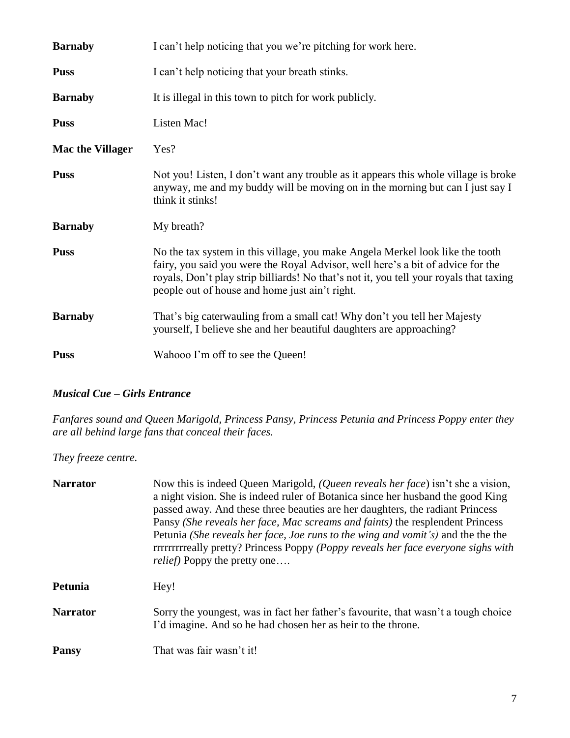**Barnaby** I can't help noticing that you we're pitching for work here.

**Puss** I can't help noticing that your breath stinks.

**Barnaby** It is illegal in this town to pitch for work publicly.

**Puss** Listen Mac!

**Mac the Villager** Yes?

**Puss** Not you! Listen, I don't want any trouble as it appears this whole village is broke anyway, me and my buddy will be moving on in the morning but can I just say I think it stinks!

**Barnaby** My breath?

**Puss** No the tax system in this village, you make Angela Merkel look like the tooth fairy, you said you were the Royal Advisor, well here's a bit of advice for the royals, Don't play strip billiards! No that's not it, you tell your royals that taxing people out of house and home just ain't right.

**Barnaby** That's big caterwauling from a small cat! Why don't you tell her Majesty yourself, I believe she and her beautiful daughters are approaching?

**Puss** Wahooo I'm off to see the Queen!

***Musical Cue – Girls Entrance***

*Fanfares sound and Queen Marigold, Princess Pansy, Princess Petunia and Princess Poppy enter they are all behind large fans that conceal their faces.*

*They freeze centre.*

**Narrator** Now this is indeed Queen Marigold, *(Queen reveals her face*) isn't she a vision, a night vision. She is indeed ruler of Botanica since her husband the good King passed away. And these three beauties are her daughters, the radiant Princess Pansy *(She reveals her face, Mac screams and faints)* the resplendent Princess Petunia *(She reveals her face, Joe runs to the wing and vomit's)* and the the the rrrrrrrreally pretty? Princess Poppy *(Poppy reveals her face everyone sighs with relief)* Poppy the pretty one….

**Petunia** Hey!

**Narrator** Sorry the youngest, was in fact her father's favourite, that wasn't a tough choice I'd imagine. And so he had chosen her as heir to the throne.

**Pansy** That was fair wasn't it!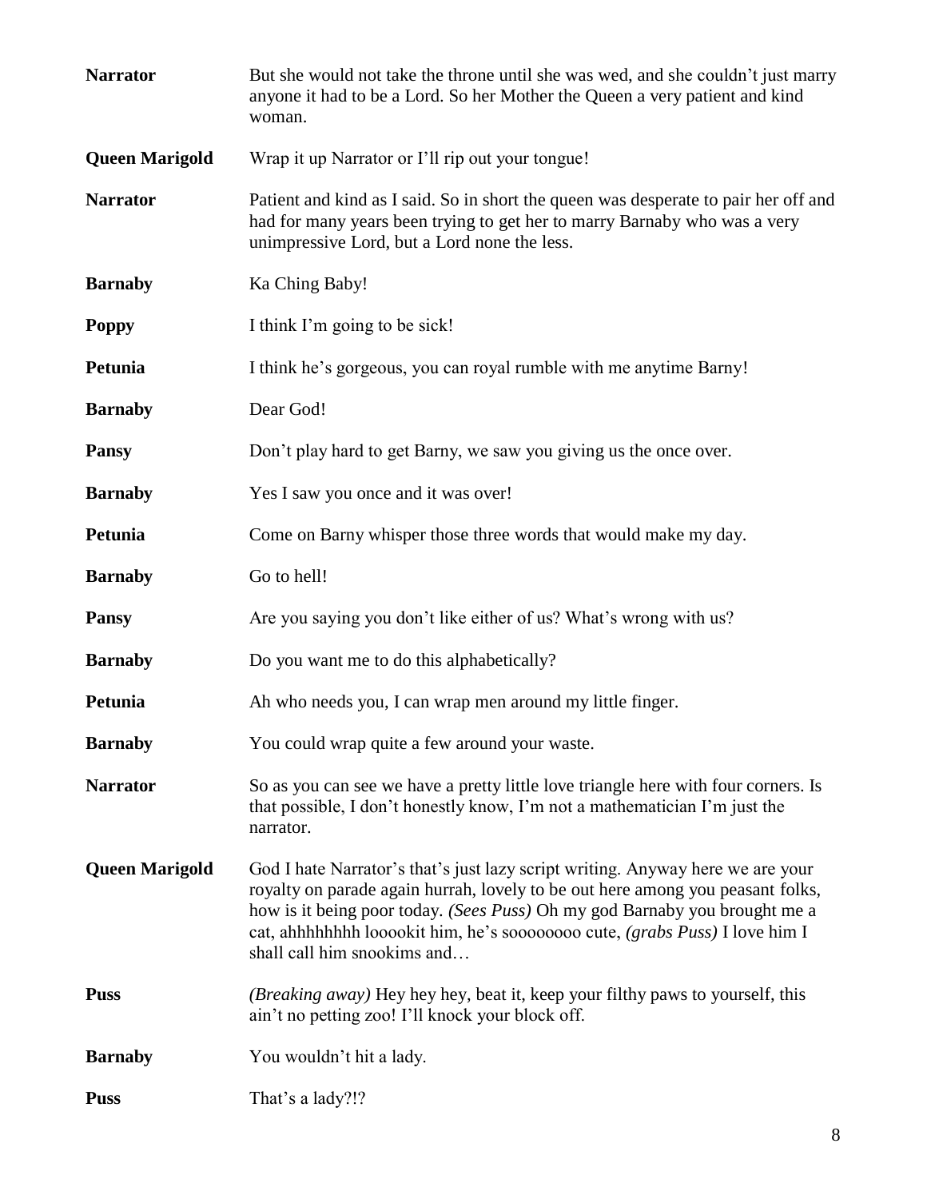**Narrator** But she would not take the throne until she was wed, and she couldn't just marry anyone it had to be a Lord. So her Mother the Queen a very patient and kind woman.

**Queen Marigold** Wrap it up Narrator or I'll rip out your tongue!

**Narrator** Patient and kind as I said. So in short the queen was desperate to pair her off and had for many years been trying to get her to marry Barnaby who was a very unimpressive Lord, but a Lord none the less.

**Barnaby** Ka Ching Baby!

**Poppy** I think I'm going to be sick!

**Petunia** I think he's gorgeous, you can royal rumble with me anytime Barny!

**Barnaby** Dear God!

**Pansy** Don't play hard to get Barny, we saw you giving us the once over.

**Barnaby** Yes I saw you once and it was over!

**Petunia** Come on Barny whisper those three words that would make my day.

**Barnaby** Go to hell!

**Pansy** Are you saying you don't like either of us? What's wrong with us?

**Barnaby** Do you want me to do this alphabetically?

**Petunia** Ah who needs you, I can wrap men around my little finger.

**Barnaby** You could wrap quite a few around your waste.

**Narrator** So as you can see we have a pretty little love triangle here with four corners. Is that possible, I don't honestly know, I'm not a mathematician I'm just the narrator.

**Queen Marigold** God I hate Narrator's that's just lazy script writing. Anyway here we are your royalty on parade again hurrah, lovely to be out here among you peasant folks, how is it being poor today. *(Sees Puss)* Oh my god Barnaby you brought me a cat, ahhhhhhhh looookit him, he's soooooooo cute, *(grabs Puss)* I love him I shall call him snookims and…

**Puss** *(Breaking away)* Hey hey hey, beat it, keep your filthy paws to yourself, this ain't no petting zoo! I'll knock your block off.

**Barnaby** You wouldn't hit a lady.

**Puss** That's a lady?!?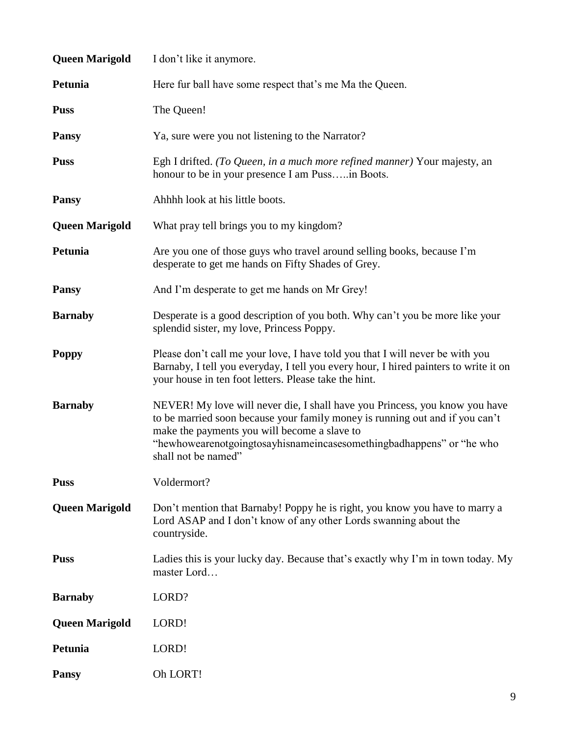**Queen Marigold** I don't like it anymore.

**Petunia** Here fur ball have some respect that's me Ma the Queen.

**Puss** The Queen!

**Pansy** Ya, sure were you not listening to the Narrator?

**Puss** Egh I drifted. *(To Queen, in a much more refined manner)* Your majesty, an honour to be in your presence I am Puss…..in Boots.

**Pansy** Ahhhh look at his little boots.

**Queen Marigold** What pray tell brings you to my kingdom?

**Petunia** Are you one of those guys who travel around selling books, because I'm desperate to get me hands on Fifty Shades of Grey.

**Pansy** And I'm desperate to get me hands on Mr Grey!

**Barnaby** Desperate is a good description of you both. Why can't you be more like your splendid sister, my love, Princess Poppy.

**Poppy** Please don't call me your love, I have told you that I will never be with you Barnaby, I tell you everyday, I tell you every hour, I hired painters to write it on your house in ten foot letters. Please take the hint.

**Barnaby** NEVER! My love will never die, I shall have you Princess, you know you have to be married soon because your family money is running out and if you can't make the payments you will become a slave to "hewhowearenotgoingtosayhisnameincasesomethingbadhappens" or "he who shall not be named"

**Puss** Voldermort?

**Queen Marigold** Don't mention that Barnaby! Poppy he is right, you know you have to marry a Lord ASAP and I don't know of any other Lords swanning about the countryside.

**Puss** Ladies this is your lucky day. Because that's exactly why I'm in town today. My master Lord…

**Barnaby** LORD?

**Queen Marigold** LORD!

**Petunia** LORD!

**Pansy** Oh LORT!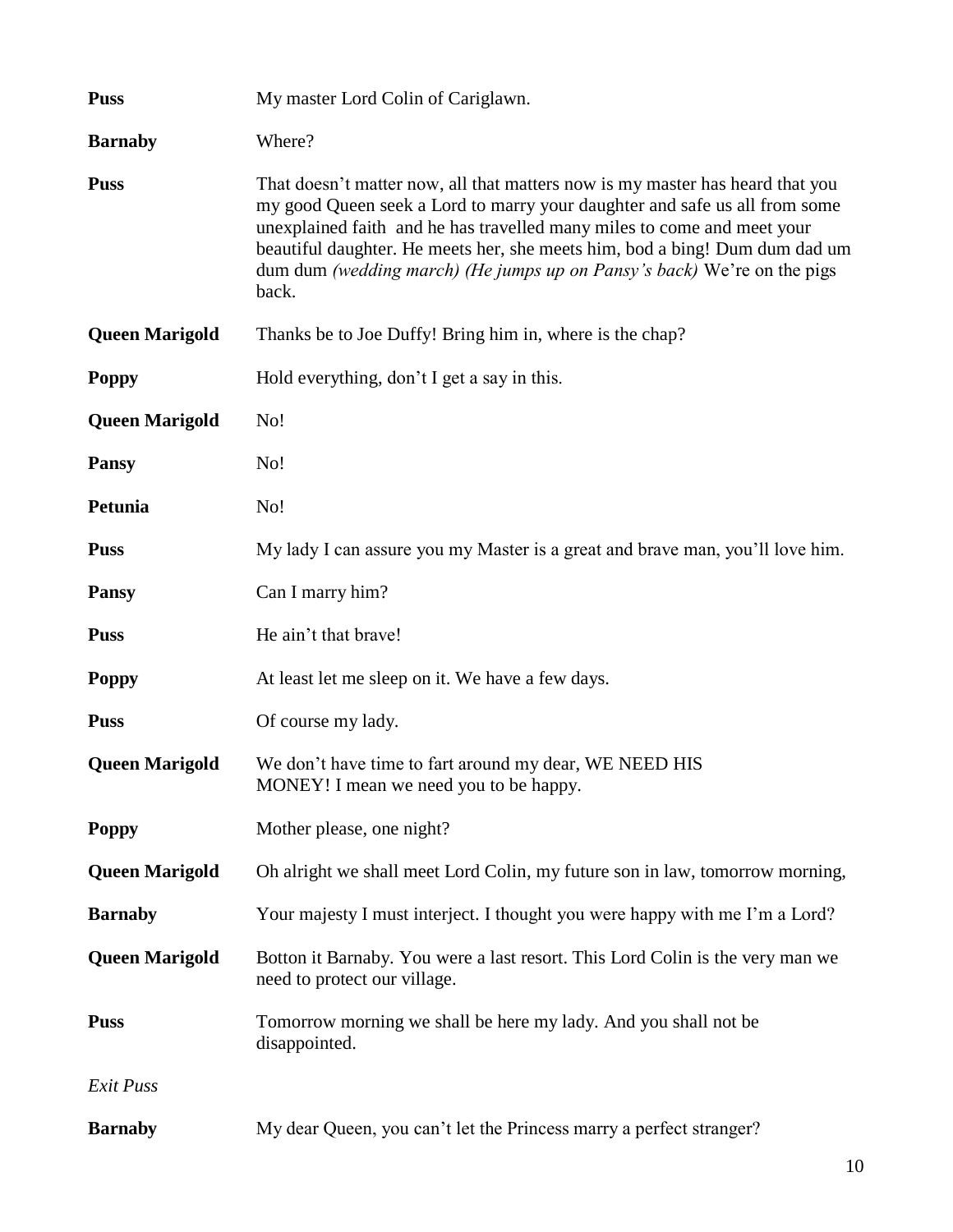**Puss** My master Lord Colin of Cariglawn.

**Barnaby** Where?

**Puss** That doesn't matter now, all that matters now is my master has heard that you my good Queen seek a Lord to marry your daughter and safe us all from some unexplained faith and he has travelled many miles to come and meet your beautiful daughter. He meets her, she meets him, bod a bing! Dum dum dad um dum dum *(wedding march) (He jumps up on Pansy's back)* We're on the pigs back.

**Queen Marigold** Thanks be to Joe Duffy! Bring him in, where is the chap?

**Poppy** Hold everything, don't I get a say in this.

**Queen Marigold** No!

**Pansy** No!

**Petunia** No!

**Puss** My lady I can assure you my Master is a great and brave man, you'll love him.

**Pansy** Can I marry him?

**Puss** He ain't that brave!

**Poppy** At least let me sleep on it. We have a few days.

**Puss** Of course my lady.

**Queen Marigold** We don't have time to fart around my dear, WE NEED HIS MONEY! I mean we need you to be happy.

**Poppy** Mother please, one night?

**Queen Marigold** Oh alright we shall meet Lord Colin, my future son in law, tomorrow morning,

**Barnaby** Your majesty I must interject. I thought you were happy with me I'm a Lord?

**Queen Marigold** Botton it Barnaby. You were a last resort. This Lord Colin is the very man we need to protect our village.

**Puss** Tomorrow morning we shall be here my lady. And you shall not be disappointed.

*Exit Puss*

**Barnaby** My dear Queen, you can't let the Princess marry a perfect stranger?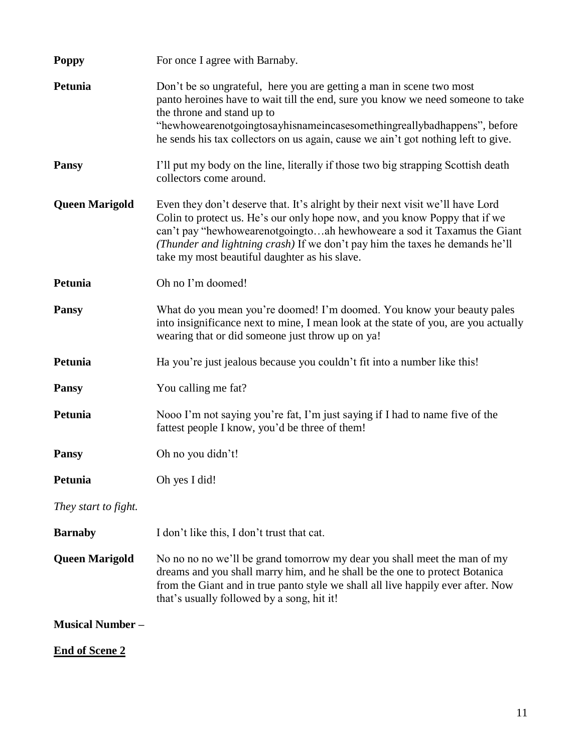**Poppy** For once I agree with Barnaby.

**Petunia** Don't be so ungrateful, here you are getting a man in scene two most panto heroines have to wait till the end, sure you know we need someone to take the throne and stand up to "hewhowearenotgoingtosayhisnameincasesomethingreallybadhappens", before he sends his tax collectors on us again, cause we ain't got nothing left to give.

**Pansy** I'll put my body on the line, literally if those two big strapping Scottish death collectors come around.

**Queen Marigold** Even they don't deserve that. It's alright by their next visit we'll have Lord Colin to protect us. He's our only hope now, and you know Poppy that if we can't pay "hewhowearenotgoingto…ah hewhoweare a sod it Taxamus the Giant *(Thunder and lightning crash)* If we don't pay him the taxes he demands he'll take my most beautiful daughter as his slave.

**Petunia** Oh no I'm doomed!

**Pansy** What do you mean you're doomed! I'm doomed. You know your beauty pales into insignificance next to mine, I mean look at the state of you, are you actually wearing that or did someone just throw up on ya!

**Petunia** Ha you're just jealous because you couldn't fit into a number like this!

**Pansy** You calling me fat?

**Petunia** Nooo I'm not saying you're fat, I'm just saying if I had to name five of the fattest people I know, you'd be three of them!

**Pansy** Oh no you didn't!

**Petunia** Oh yes I did!

*They start to fight.*

**Barnaby** I don't like this, I don't trust that cat.

**Queen Marigold** No no no no we'll be grand tomorrow my dear you shall meet the man of my dreams and you shall marry him, and he shall be the one to protect Botanica from the Giant and in true panto style we shall all live happily ever after. Now that's usually followed by a song, hit it!

**Musical Number –**

**<u>End of Scene 2</u>**